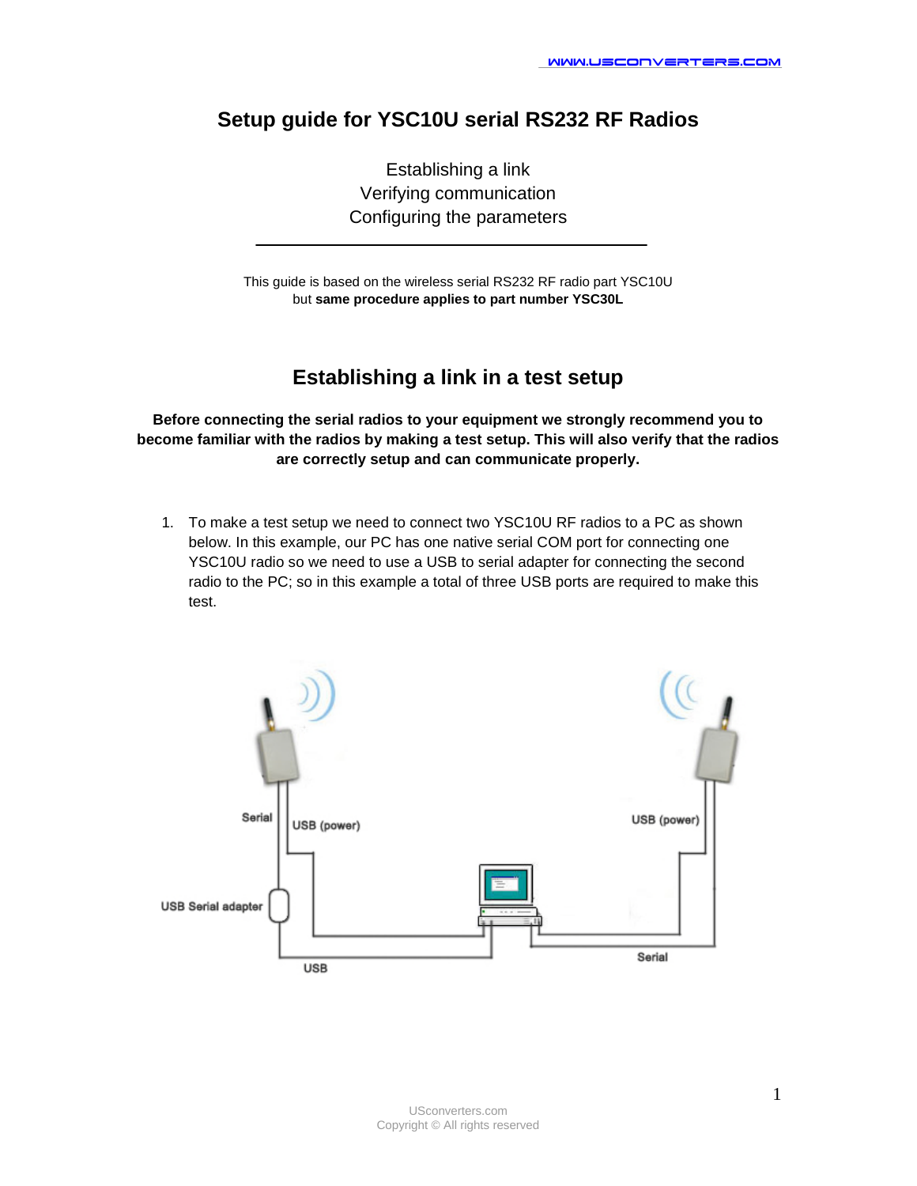# Setup guide for YSC10U serial RS232 RF Radios

Establishing a link
Verifying communication
Configuring the parameters

---

This guide is based on the wireless serial RS232 RF radio part YSC10U
but **same procedure applies to part number YSC30L**

## Establishing a link in a test setup

**Before connecting the serial radios to your equipment we strongly recommend you to become familiar with the radios by making a test setup. This will also verify that the radios are correctly setup and can communicate properly.**

1. To make a test setup we need to connect two YSC10U RF radios to a PC as shown below. In this example, our PC has one native serial COM port for connecting one YSC10U radio so we need to use a USB to serial adapter for connecting the second radio to the PC; so in this example a total of three USB ports are required to make this test.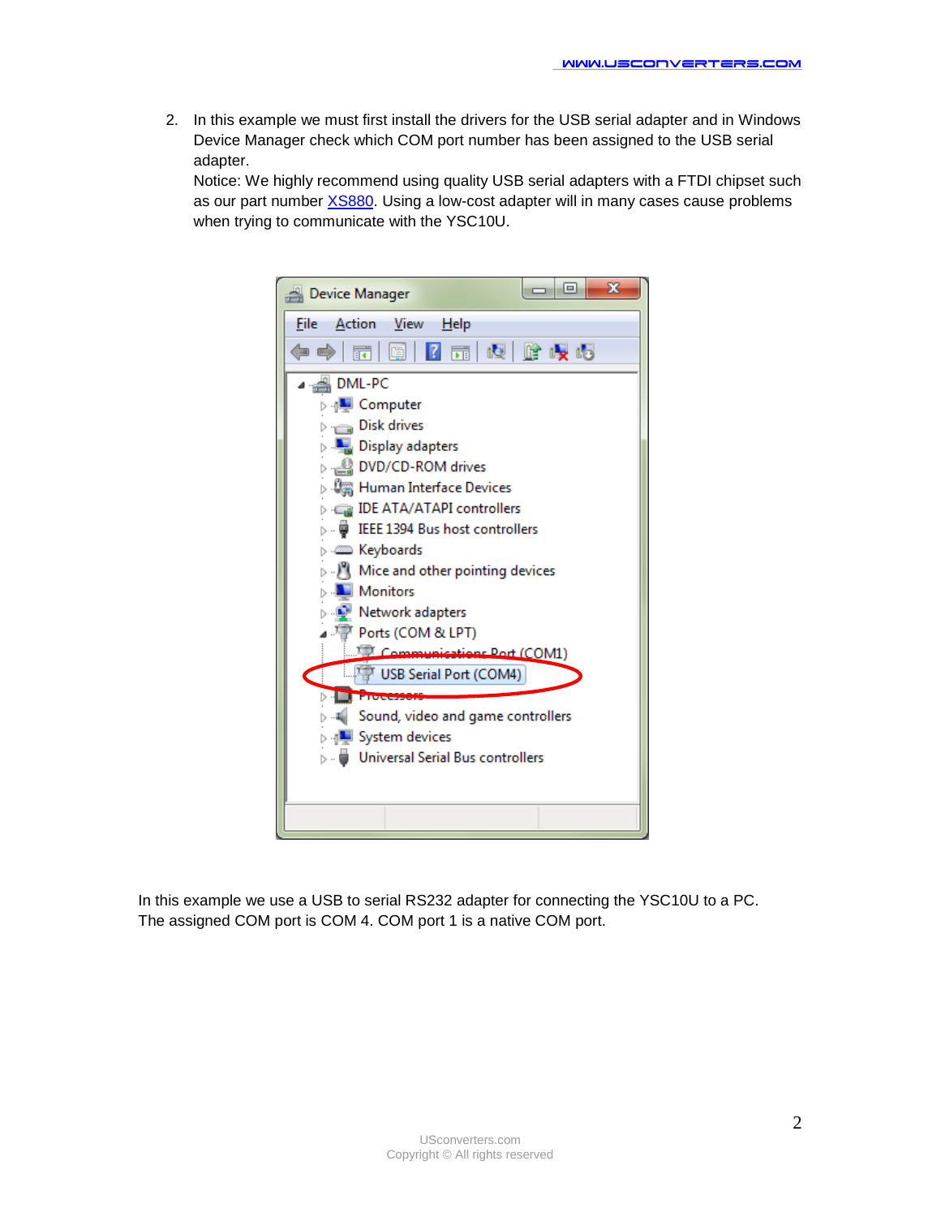2. In this example we must first install the drivers for the USB serial adapter and in Windows Device Manager check which COM port number has been assigned to the USB serial adapter.
   Notice: We highly recommend using quality USB serial adapters with a FTDI chipset such as our part number [XS880](). Using a low-cost adapter will in many cases cause problems when trying to communicate with the YSC10U.

In this example we use a USB to serial RS232 adapter for connecting the YSC10U to a PC. The assigned COM port is COM 4. COM port 1 is a native COM port.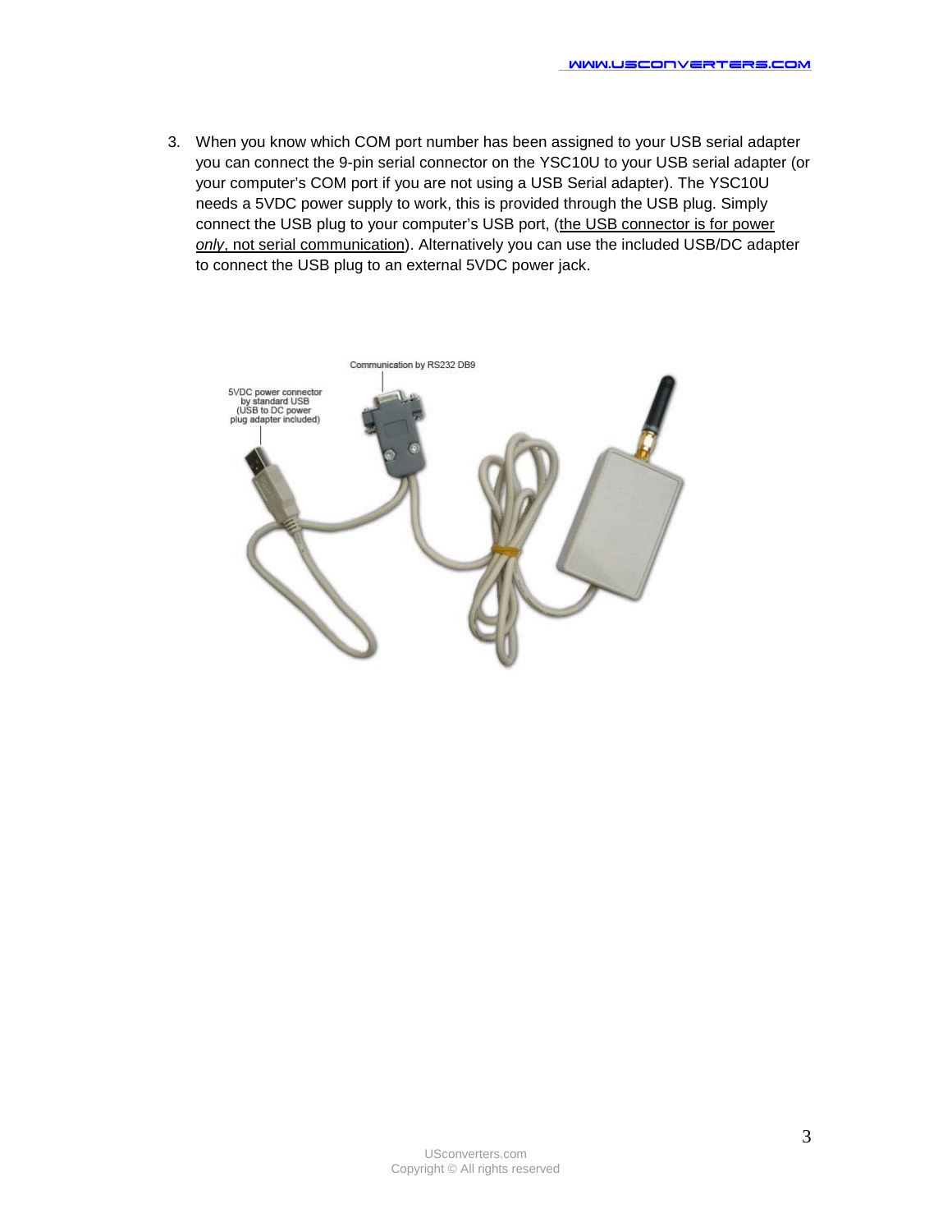3. When you know which COM port number has been assigned to your USB serial adapter you can connect the 9-pin serial connector on the YSC10U to your USB serial adapter (or your computer's COM port if you are not using a USB Serial adapter). The YSC10U needs a 5VDC power supply to work, this is provided through the USB plug. Simply connect the USB plug to your computer's USB port, (<u>the USB connector is for power *only*, not serial communication</u>). Alternatively you can use the included USB/DC adapter to connect the USB plug to an external 5VDC power jack.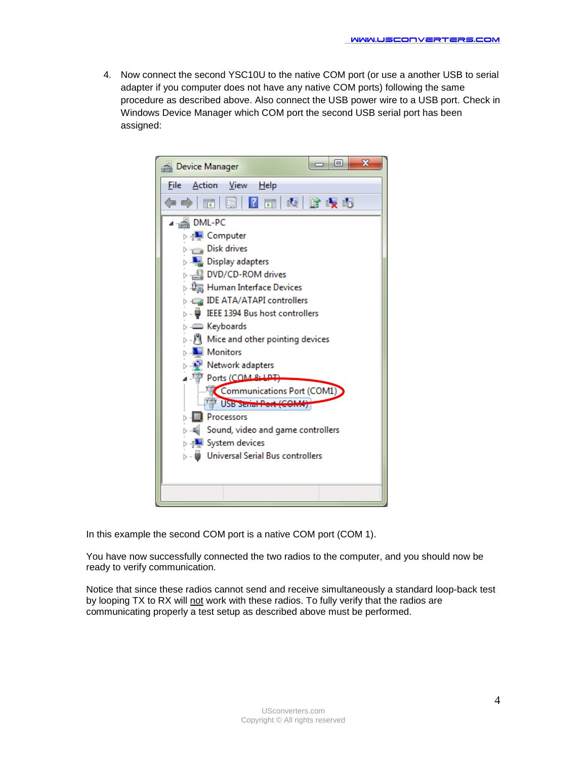4. Now connect the second YSC10U to the native COM port (or use a another USB to serial adapter if you computer does not have any native COM ports) following the same procedure as described above. Also connect the USB power wire to a USB port. Check in Windows Device Manager which COM port the second USB serial port has been assigned:

In this example the second COM port is a native COM port (COM 1).

You have now successfully connected the two radios to the computer, and you should now be ready to verify communication.

Notice that since these radios cannot send and receive simultaneously a standard loop-back test by looping TX to RX will not work with these radios. To fully verify that the radios are communicating properly a test setup as described above must be performed.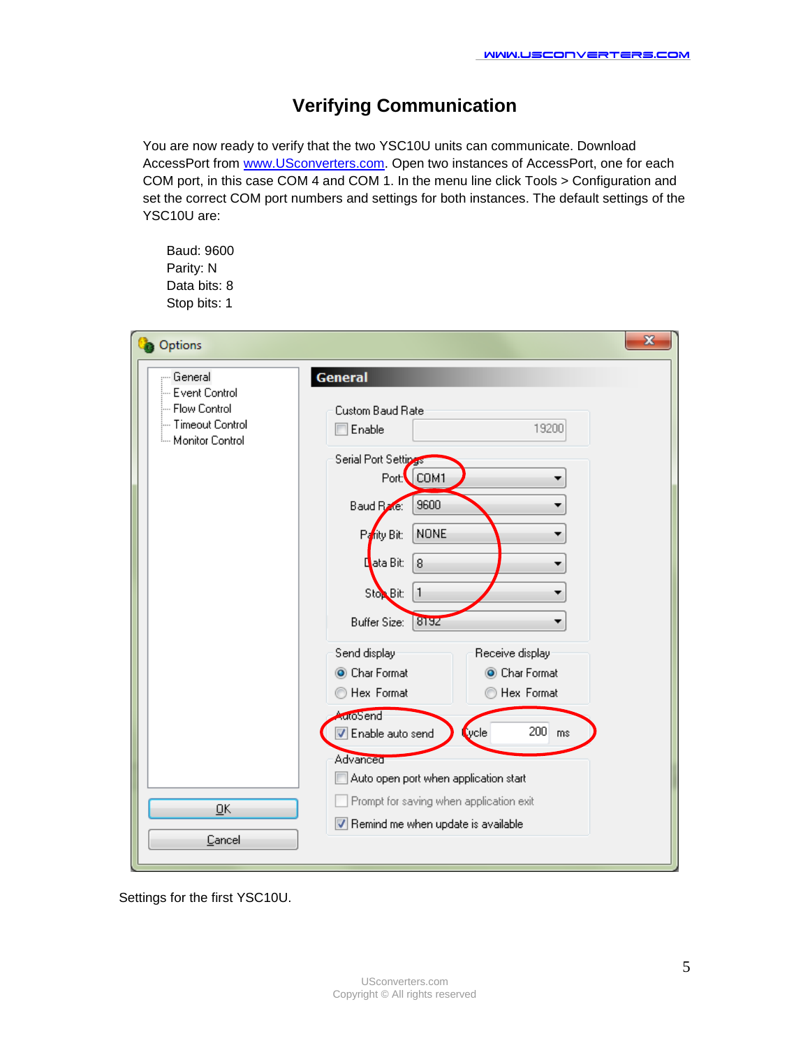# Verifying Communication

You are now ready to verify that the two YSC10U units can communicate. Download AccessPort from [www.USconverters.com](http://www.USconverters.com). Open two instances of AccessPort, one for each COM port, in this case COM 4 and COM 1. In the menu line click Tools > Configuration and set the correct COM port numbers and settings for both instances. The default settings of the YSC10U are:

Baud: 9600
Parity: N
Data bits: 8
Stop bits: 1

Settings for the first YSC10U.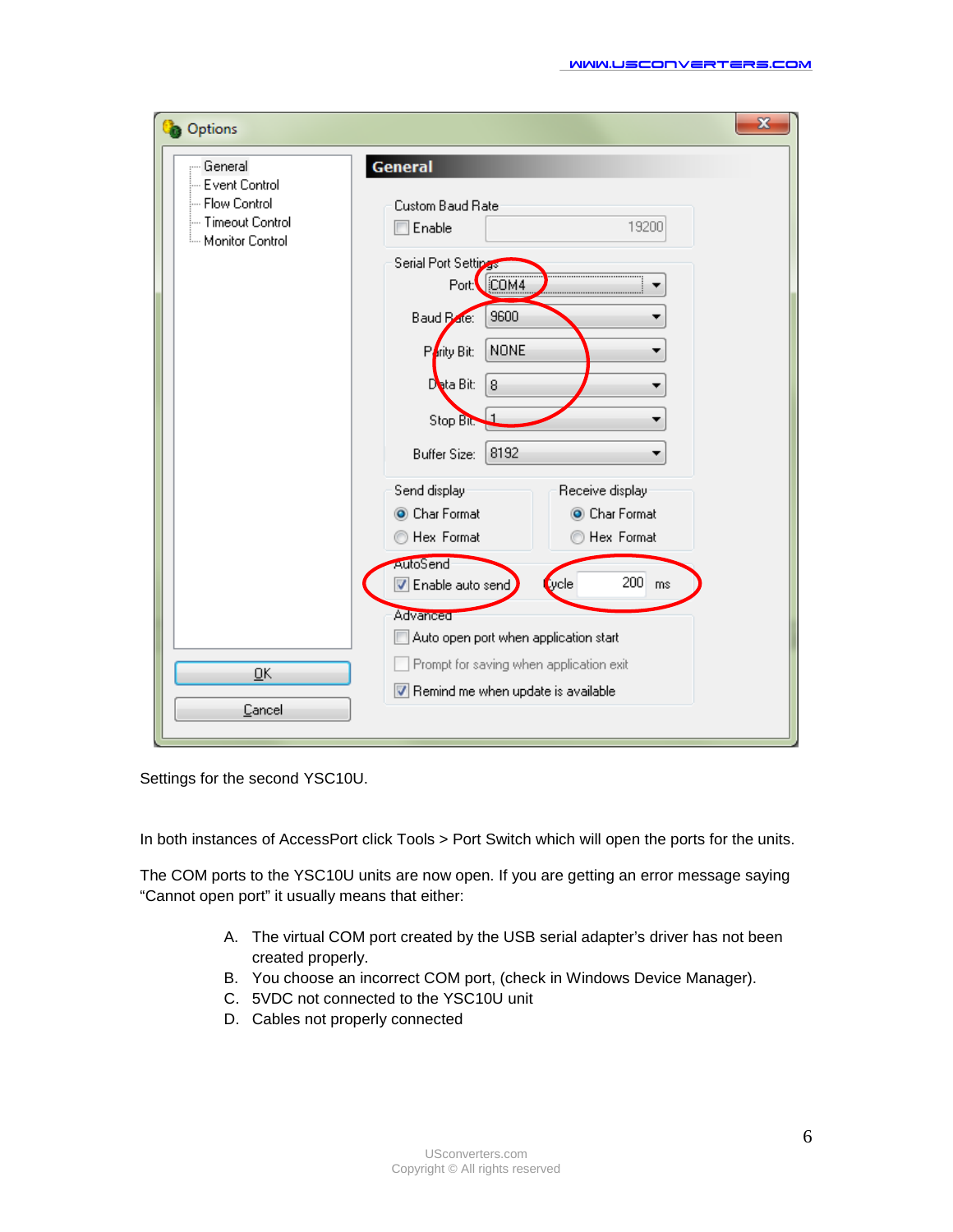Settings for the second YSC10U.

In both instances of AccessPort click Tools > Port Switch which will open the ports for the units.

The COM ports to the YSC10U units are now open. If you are getting an error message saying “Cannot open port” it usually means that either:

A. The virtual COM port created by the USB serial adapter’s driver has not been created properly.
B. You choose an incorrect COM port, (check in Windows Device Manager).
C. 5VDC not connected to the YSC10U unit
D. Cables not properly connected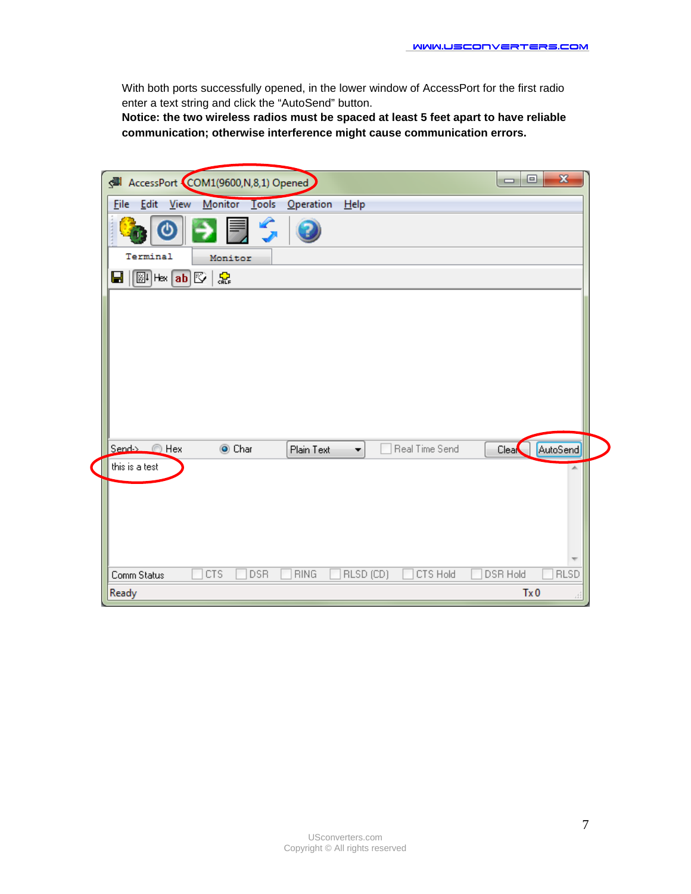With both ports successfully opened, in the lower window of AccessPort for the first radio enter a text string and click the “AutoSend” button.

**Notice: the two wireless radios must be spaced at least 5 feet apart to have reliable communication; otherwise interference might cause communication errors.**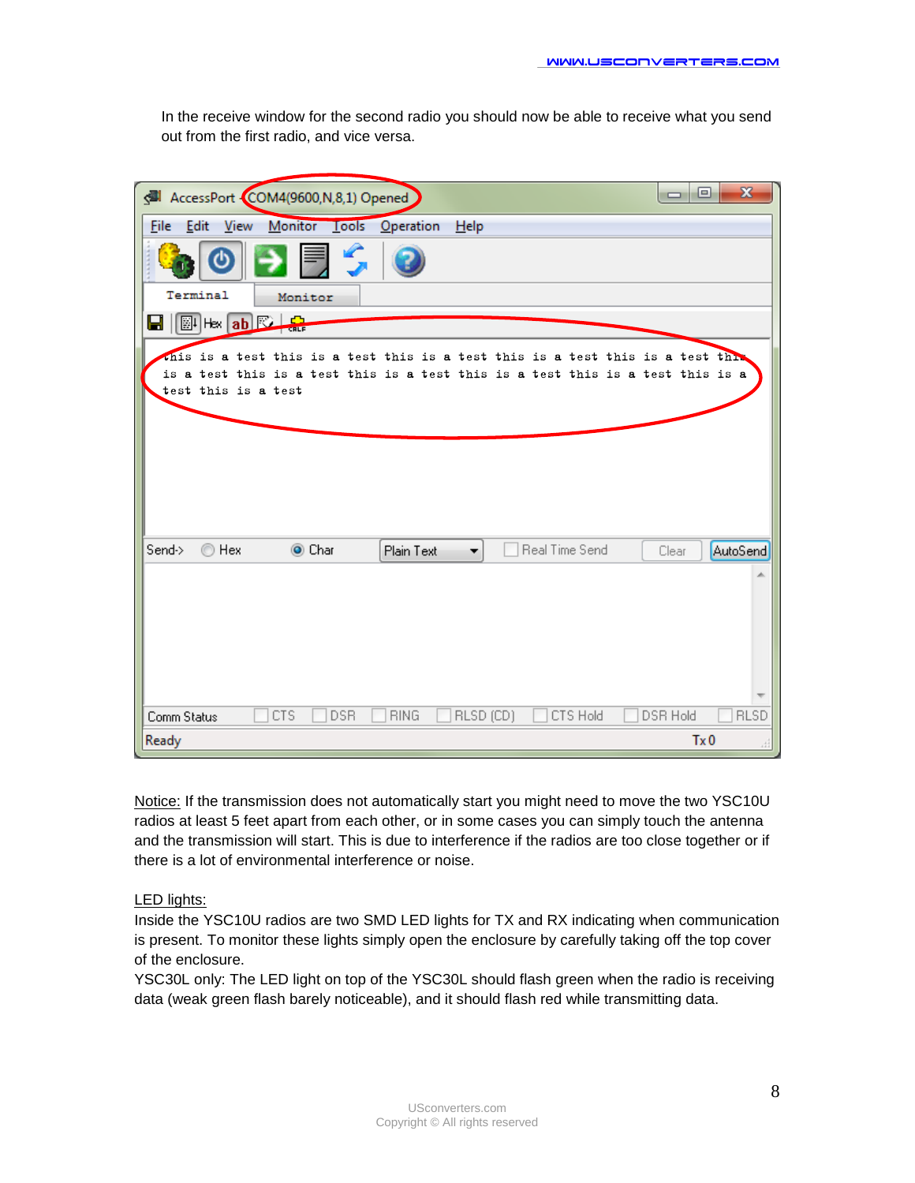In the receive window for the second radio you should now be able to receive what you send out from the first radio, and vice versa.

Notice: If the transmission does not automatically start you might need to move the two YSC10U radios at least 5 feet apart from each other, or in some cases you can simply touch the antenna and the transmission will start. This is due to interference if the radios are too close together or if there is a lot of environmental interference or noise.

LED lights:

Inside the YSC10U radios are two SMD LED lights for TX and RX indicating when communication is present. To monitor these lights simply open the enclosure by carefully taking off the top cover of the enclosure.

YSC30L only: The LED light on top of the YSC30L should flash green when the radio is receiving data (weak green flash barely noticeable), and it should flash red while transmitting data.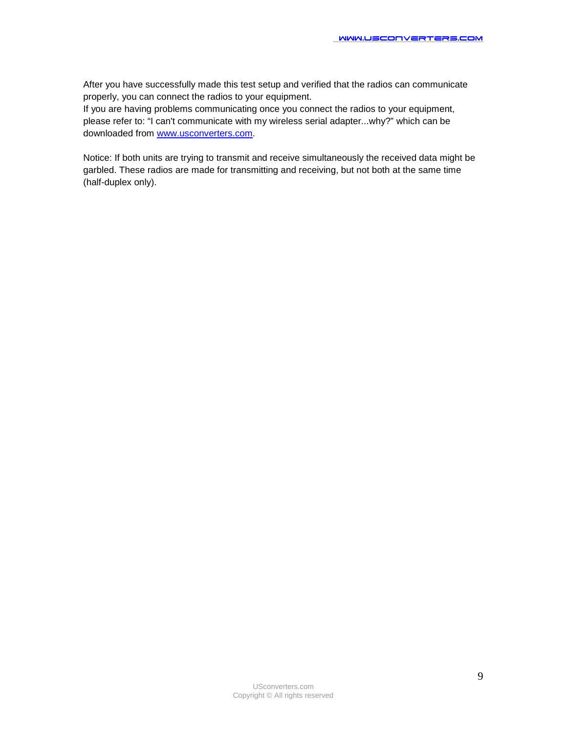After you have successfully made this test setup and verified that the radios can communicate properly, you can connect the radios to your equipment.
If you are having problems communicating once you connect the radios to your equipment, please refer to: “I can't communicate with my wireless serial adapter...why?” which can be downloaded from [www.usconverters.com](http://www.usconverters.com).

Notice: If both units are trying to transmit and receive simultaneously the received data might be garbled. These radios are made for transmitting and receiving, but not both at the same time (half-duplex only).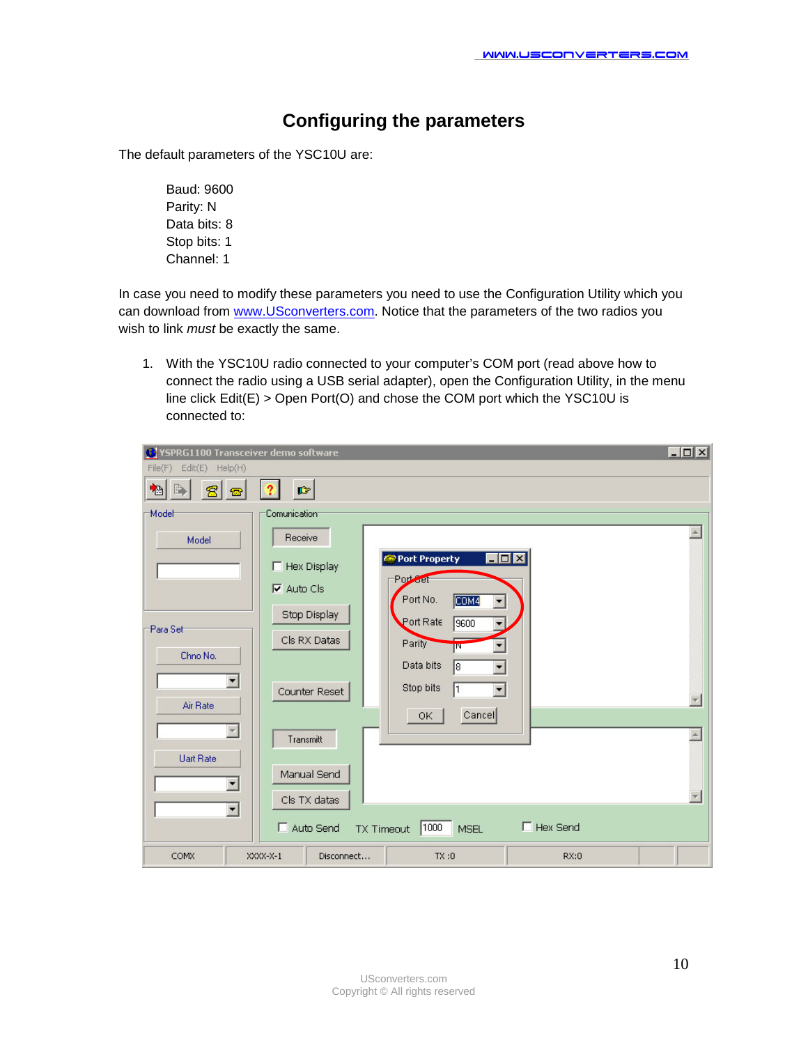# Configuring the parameters

The default parameters of the YSC10U are:

Baud: 9600
Parity: N
Data bits: 8
Stop bits: 1
Channel: 1

In case you need to modify these parameters you need to use the Configuration Utility which you can download from www.USconverters.com. Notice that the parameters of the two radios you wish to link *must* be exactly the same.

1. With the YSC10U radio connected to your computer's COM port (read above how to connect the radio using a USB serial adapter), open the Configuration Utility, in the menu line click Edit(E) > Open Port(O) and chose the COM port which the YSC10U is connected to: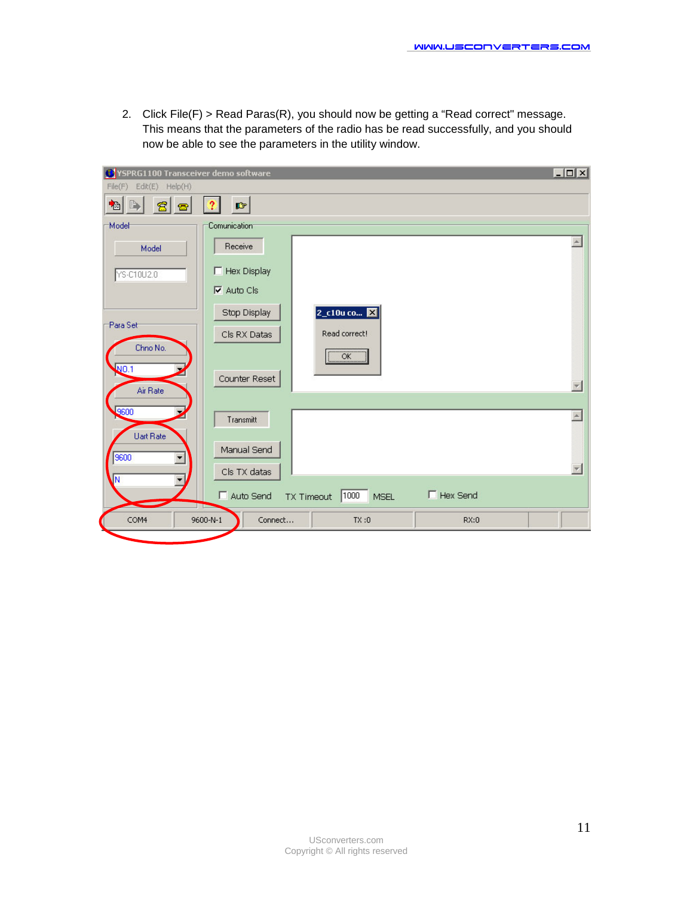2. Click File(F) > Read Paras(R), you should now be getting a “Read correct" message. This means that the parameters of the radio has be read successfully, and you should now be able to see the parameters in the utility window.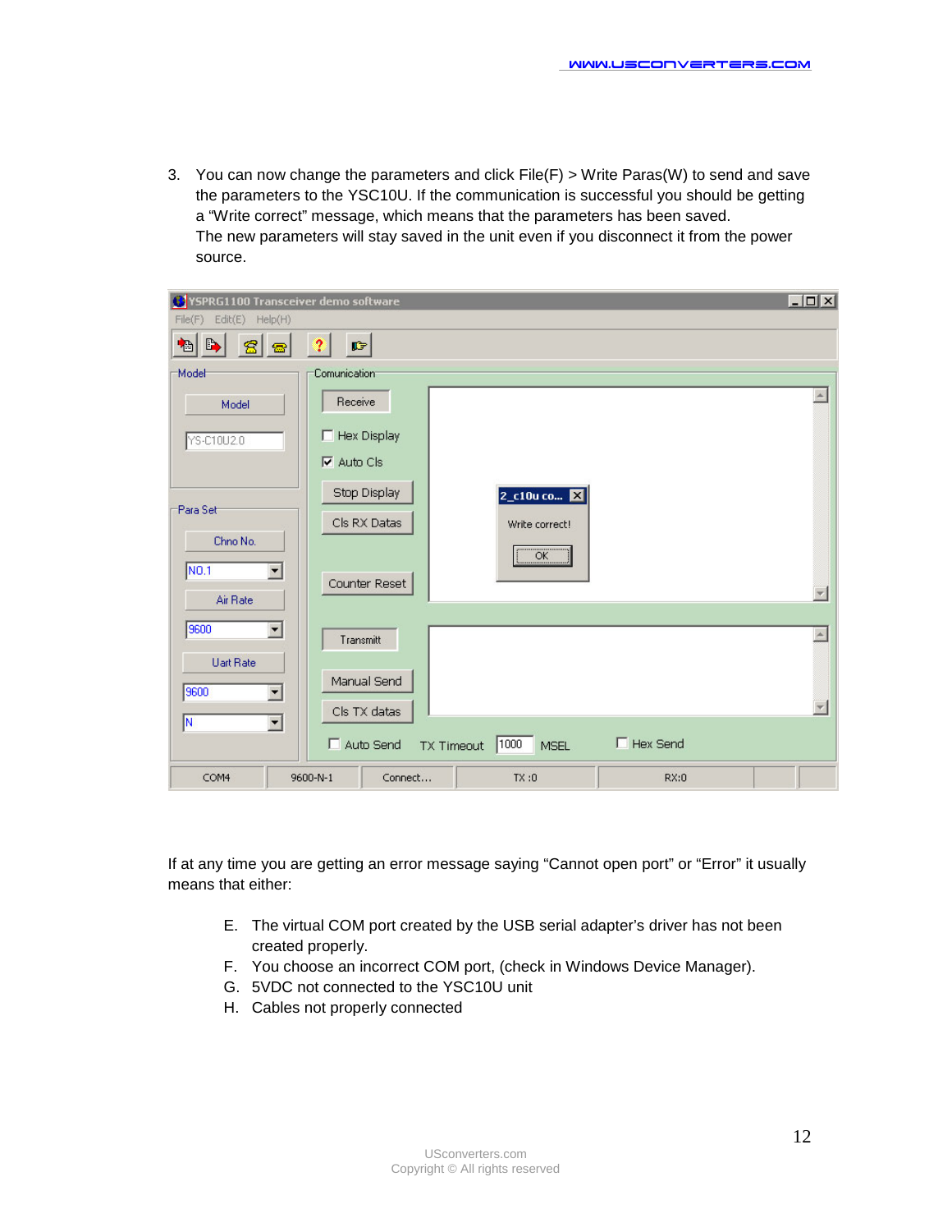3. You can now change the parameters and click File(F) > Write Paras(W) to send and save the parameters to the YSC10U. If the communication is successful you should be getting a "Write correct" message, which means that the parameters has been saved.
   The new parameters will stay saved in the unit even if you disconnect it from the power source.

If at any time you are getting an error message saying "Cannot open port" or "Error" it usually means that either:

E. The virtual COM port created by the USB serial adapter's driver has not been created properly.
F. You choose an incorrect COM port, (check in Windows Device Manager).
G. 5VDC not connected to the YSC10U unit
H. Cables not properly connected